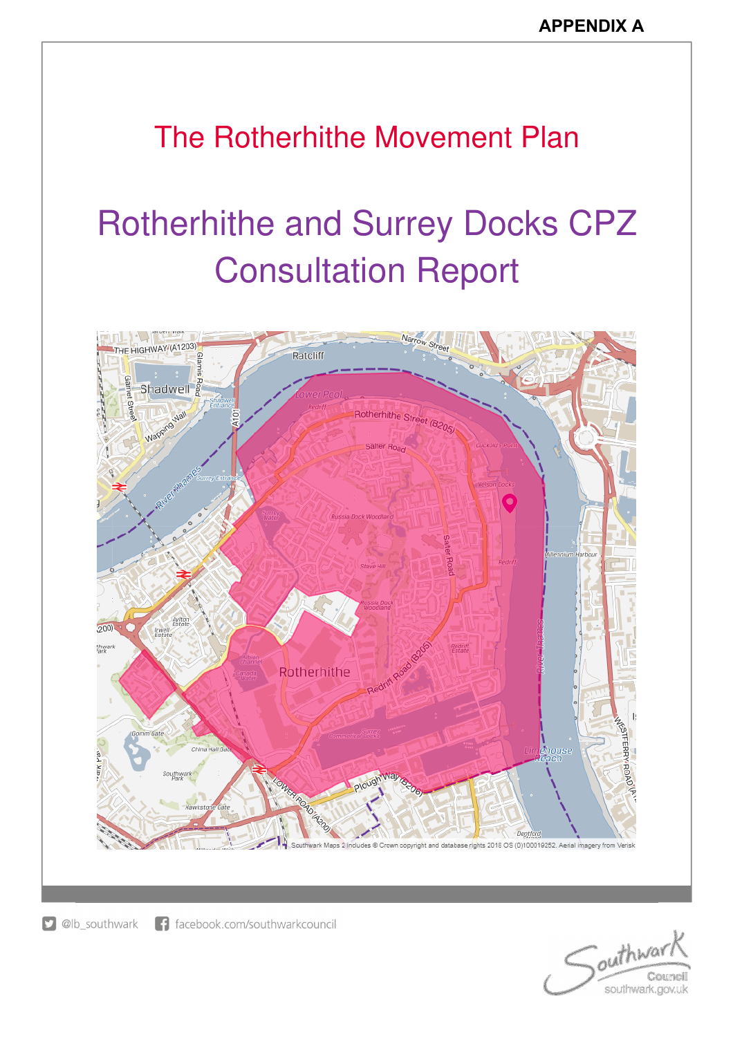**APPENDIX A**

# The Rotherhithe Movement Plan

# Rotherhithe and Surrey Docks CPZ Consultation Report

Southwark Maps 2 includes © Crown copyright and database rights 2018 OS (0)100019252. Aerial imagery from Verisk

@lb_southwark facebook.com/southwarkcouncil

Southwark Council southwark.gov.uk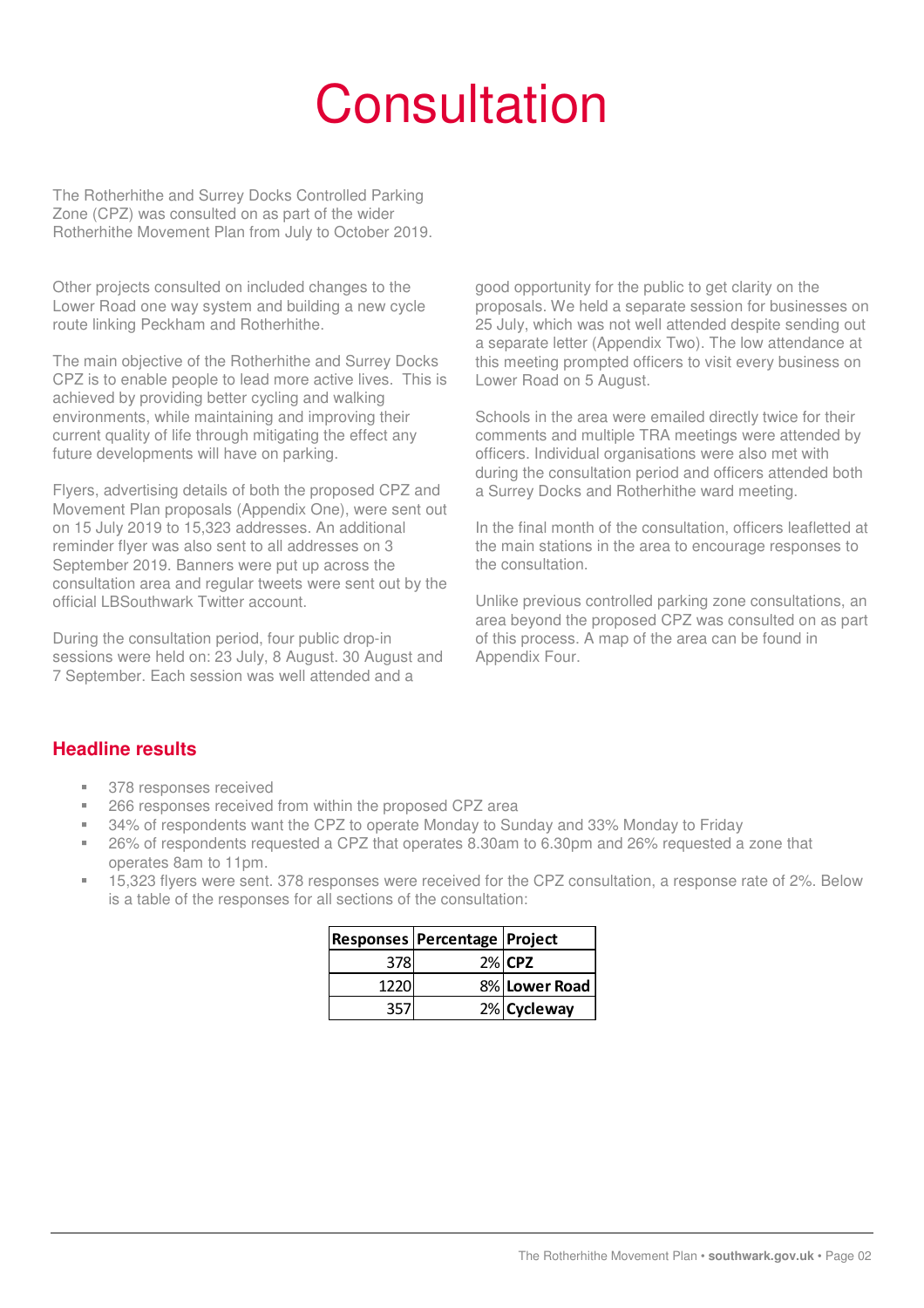# Consultation

The Rotherhithe and Surrey Docks Controlled Parking Zone (CPZ) was consulted on as part of the wider Rotherhithe Movement Plan from July to October 2019.

Other projects consulted on included changes to the Lower Road one way system and building a new cycle route linking Peckham and Rotherhithe.

The main objective of the Rotherhithe and Surrey Docks CPZ is to enable people to lead more active lives. This is achieved by providing better cycling and walking environments, while maintaining and improving their current quality of life through mitigating the effect any future developments will have on parking.

Flyers, advertising details of both the proposed CPZ and Movement Plan proposals (Appendix One), were sent out on 15 July 2019 to 15,323 addresses. An additional reminder flyer was also sent to all addresses on 3 September 2019. Banners were put up across the consultation area and regular tweets were sent out by the official LBSouthwark Twitter account.

During the consultation period, four public drop-in sessions were held on: 23 July, 8 August. 30 August and 7 September. Each session was well attended and a good opportunity for the public to get clarity on the proposals. We held a separate session for businesses on 25 July, which was not well attended despite sending out a separate letter (Appendix Two). The low attendance at this meeting prompted officers to visit every business on Lower Road on 5 August.

Schools in the area were emailed directly twice for their comments and multiple TRA meetings were attended by officers. Individual organisations were also met with during the consultation period and officers attended both a Surrey Docks and Rotherhithe ward meeting.

In the final month of the consultation, officers leafletted at the main stations in the area to encourage responses to the consultation.

Unlike previous controlled parking zone consultations, an area beyond the proposed CPZ was consulted on as part of this process. A map of the area can be found in Appendix Four.

## Headline results

- 378 responses received
- 266 responses received from within the proposed CPZ area
- 34% of respondents want the CPZ to operate Monday to Sunday and 33% Monday to Friday
- 26% of respondents requested a CPZ that operates 8.30am to 6.30pm and 26% requested a zone that operates 8am to 11pm.
- 15,323 flyers were sent. 378 responses were received for the CPZ consultation, a response rate of 2%. Below is a table of the responses for all sections of the consultation:

| Responses | Percentage | Project |
|---|---|---|
| 378 | 2% | **CPZ** |
| 1220 | 8% | **Lower Road** |
| 357 | 2% | **Cycleway** |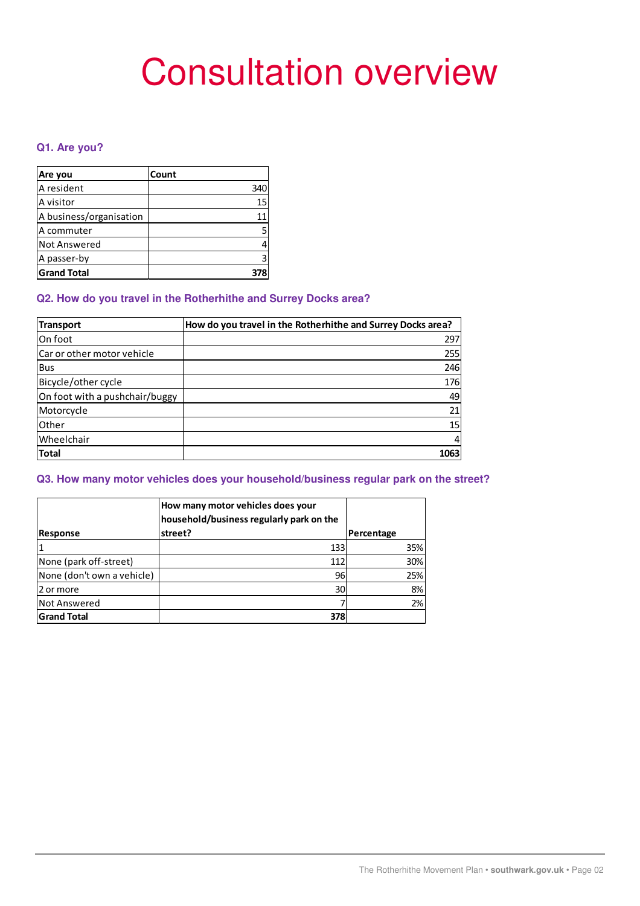# Consultation overview

### Q1. Are you?

| Are you | Count |
|---|---|
| A resident | 340 |
| A visitor | 15 |
| A business/organisation | 11 |
| A commuter | 5 |
| Not Answered | 4 |
| A passer-by | 3 |
| **Grand Total** | **378** |

### Q2. How do you travel in the Rotherhithe and Surrey Docks area?

| Transport | How do you travel in the Rotherhithe and Surrey Docks area? |
|---|---|
| On foot | 297 |
| Car or other motor vehicle | 255 |
| Bus | 246 |
| Bicycle/other cycle | 176 |
| On foot with a pushchair/buggy | 49 |
| Motorcycle | 21 |
| Other | 15 |
| Wheelchair | 4 |
| **Total** | **1063** |

### Q3. How many motor vehicles does your household/business regular park on the street?

| Response | How many motor vehicles does your household/business regularly park on the street? | Percentage |
|---|---|---|
| 1 | 133 | 35% |
| None (park off-street) | 112 | 30% |
| None (don't own a vehicle) | 96 | 25% |
| 2 or more | 30 | 8% |
| Not Answered | 7 | 2% |
| **Grand Total** | **378** | |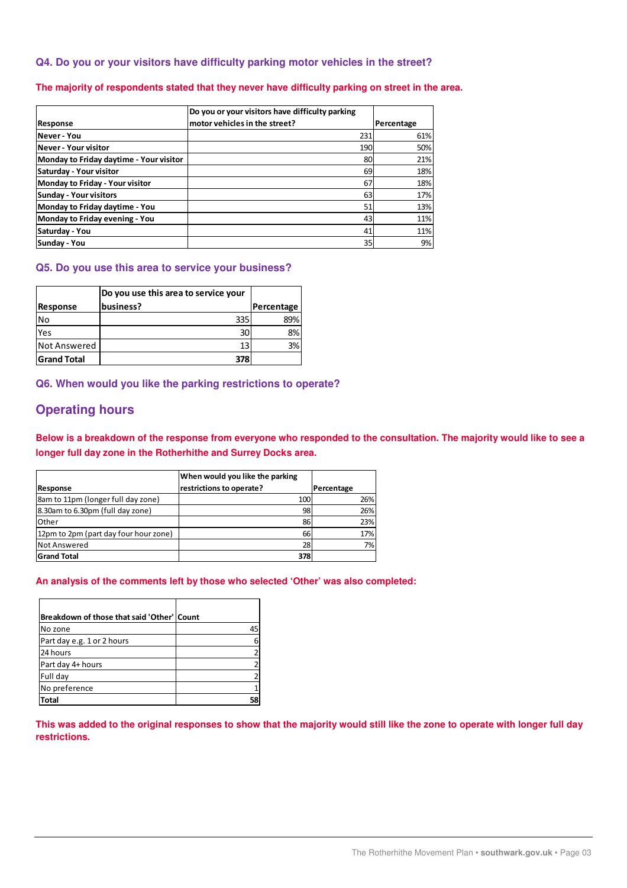### Q4. Do you or your visitors have difficulty parking motor vehicles in the street?

**The majority of respondents stated that they never have difficulty parking on street in the area.**

| Response | Do you or your visitors have difficulty parking motor vehicles in the street? | Percentage |
|---|---|---|
| Never - You | 231 | 61% |
| Never - Your visitor | 190 | 50% |
| Monday to Friday daytime - Your visitor | 80 | 21% |
| Saturday - Your visitor | 69 | 18% |
| Monday to Friday - Your visitor | 67 | 18% |
| Sunday - Your visitors | 63 | 17% |
| Monday to Friday daytime - You | 51 | 13% |
| Monday to Friday evening - You | 43 | 11% |
| Saturday - You | 41 | 11% |
| Sunday - You | 35 | 9% |

### Q5. Do you use this area to service your business?

| Response | Do you use this area to service your business? | Percentage |
|---|---|---|
| No | 335 | 89% |
| Yes | 30 | 8% |
| Not Answered | 13 | 3% |
| **Grand Total** | **378** | |

### Q6. When would you like the parking restrictions to operate?

## Operating hours

**Below is a breakdown of the response from everyone who responded to the consultation. The majority would like to see a longer full day zone in the Rotherhithe and Surrey Docks area.**

| Response | When would you like the parking restrictions to operate? | Percentage |
|---|---|---|
| 8am to 11pm (longer full day zone) | 100 | 26% |
| 8.30am to 6.30pm (full day zone) | 98 | 26% |
| Other | 86 | 23% |
| 12pm to 2pm (part day four hour zone) | 66 | 17% |
| Not Answered | 28 | 7% |
| **Grand Total** | **378** | |

**An analysis of the comments left by those who selected 'Other' was also completed:**

| Breakdown of those that said 'Other' | Count |
|---|---|
| No zone | 45 |
| Part day e.g. 1 or 2 hours | 6 |
| 24 hours | 2 |
| Part day 4+ hours | 2 |
| Full day | 2 |
| No preference | 1 |
| **Total** | **58** |

**This was added to the original responses to show that the majority would still like the zone to operate with longer full day restrictions.**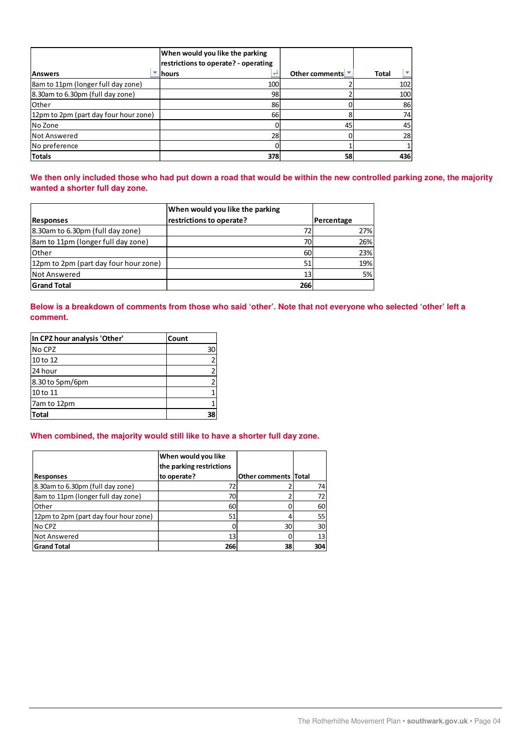| Answers | When would you like the parking restrictions to operate? - operating hours | Other comments | Total |
|---|---|---|---|
| 8am to 11pm (longer full day zone) | 100 | 2 | 102 |
| 8.30am to 6.30pm (full day zone) | 98 | 2 | 100 |
| Other | 86 | 0 | 86 |
| 12pm to 2pm (part day four hour zone) | 66 | 8 | 74 |
| No Zone | 0 | 45 | 45 |
| Not Answered | 28 | 0 | 28 |
| No preference | 0 | 1 | 1 |
| **Totals** | **378** | **58** | **436** |

**We then only included those who had put down a road that would be within the new controlled parking zone, the majority wanted a shorter full day zone.**

| Responses | When would you like the parking restrictions to operate? | Percentage |
|---|---|---|
| 8.30am to 6.30pm (full day zone) | 72 | 27% |
| 8am to 11pm (longer full day zone) | 70 | 26% |
| Other | 60 | 23% |
| 12pm to 2pm (part day four hour zone) | 51 | 19% |
| Not Answered | 13 | 5% |
| **Grand Total** | **266** | |

**Below is a breakdown of comments from those who said 'other'. Note that not everyone who selected 'other' left a comment.**

| In CPZ hour analysis 'Other' | Count |
|---|---|
| No CPZ | 30 |
| 10 to 12 | 2 |
| 24 hour | 2 |
| 8.30 to 5pm/6pm | 2 |
| 10 to 11 | 1 |
| 7am to 12pm | 1 |
| **Total** | **38** |

**When combined, the majority would still like to have a shorter full day zone.**

| Responses | When would you like the parking restrictions to operate? | Other comments | Total |
|---|---|---|---|
| 8.30am to 6.30pm (full day zone) | 72 | 2 | 74 |
| 8am to 11pm (longer full day zone) | 70 | 2 | 72 |
| Other | 60 | 0 | 60 |
| 12pm to 2pm (part day four hour zone) | 51 | 4 | 55 |
| No CPZ | 0 | 30 | 30 |
| Not Answered | 13 | 0 | 13 |
| **Grand Total** | **266** | **38** | **304** |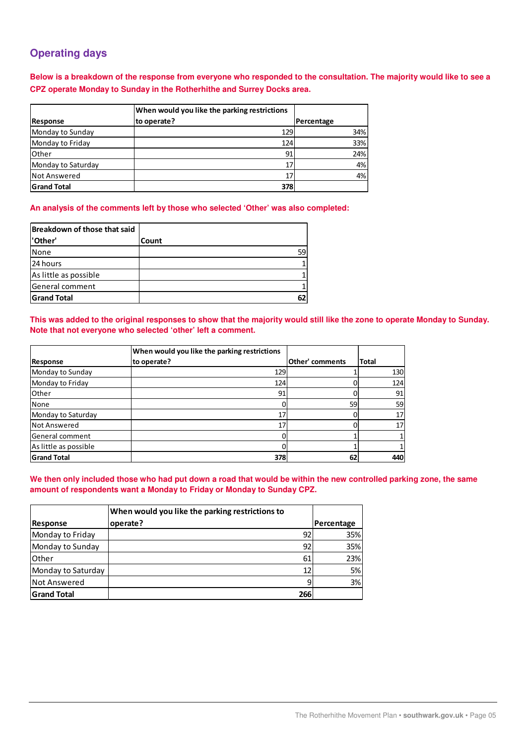## Operating days

**Below is a breakdown of the response from everyone who responded to the consultation. The majority would like to see a CPZ operate Monday to Sunday in the Rotherhithe and Surrey Docks area.**

| Response | When would you like the parking restrictions to operate? | Percentage |
|---|---|---|
| Monday to Sunday | 129 | 34% |
| Monday to Friday | 124 | 33% |
| Other | 91 | 24% |
| Monday to Saturday | 17 | 4% |
| Not Answered | 17 | 4% |
| **Grand Total** | **378** | |

**An analysis of the comments left by those who selected 'Other' was also completed:**

| Breakdown of those that said 'Other' | Count |
|---|---|
| None | 59 |
| 24 hours | 1 |
| As little as possible | 1 |
| General comment | 1 |
| **Grand Total** | **62** |

**This was added to the original responses to show that the majority would still like the zone to operate Monday to Sunday. Note that not everyone who selected 'other' left a comment.**

| Response | When would you like the parking restrictions to operate? | Other' comments | Total |
|---|---|---|---|
| Monday to Sunday | 129 | 1 | 130 |
| Monday to Friday | 124 | 0 | 124 |
| Other | 91 | 0 | 91 |
| None | 0 | 59 | 59 |
| Monday to Saturday | 17 | 0 | 17 |
| Not Answered | 17 | 0 | 17 |
| General comment | 0 | 1 | 1 |
| As little as possible | 0 | 1 | 1 |
| **Grand Total** | **378** | **62** | **440** |

**We then only included those who had put down a road that would be within the new controlled parking zone, the same amount of respondents want a Monday to Friday or Monday to Sunday CPZ.**

| Response | When would you like the parking restrictions to operate? | Percentage |
|---|---|---|
| Monday to Friday | 92 | 35% |
| Monday to Sunday | 92 | 35% |
| Other | 61 | 23% |
| Monday to Saturday | 12 | 5% |
| Not Answered | 9 | 3% |
| **Grand Total** | **266** | |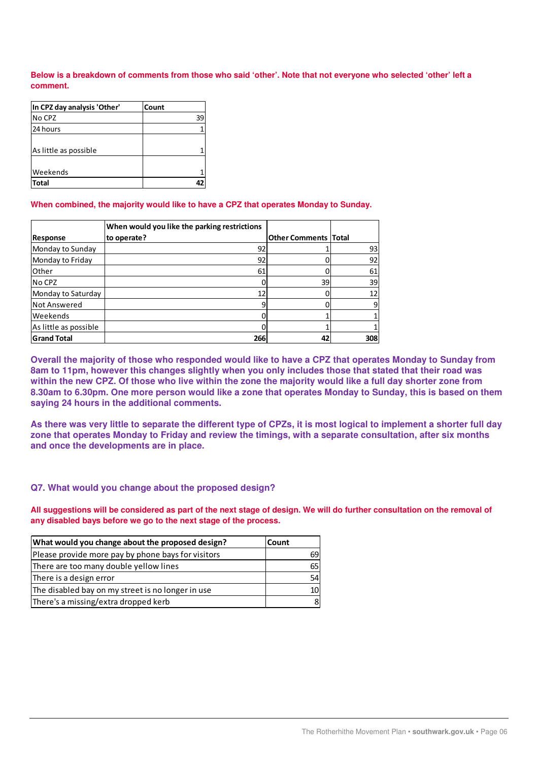**Below is a breakdown of comments from those who said 'other'. Note that not everyone who selected 'other' left a comment.**

| In CPZ day analysis 'Other' | Count |
|---|---|
| No CPZ | 39 |
| 24 hours | 1 |
| As little as possible | 1 |
| Weekends | 1 |
| **Total** | **42** |

**When combined, the majority would like to have a CPZ that operates Monday to Sunday.**

| Response | When would you like the parking restrictions to operate? | Other Comments | Total |
|---|---|---|---|
| Monday to Sunday | 92 | 1 | 93 |
| Monday to Friday | 92 | 0 | 92 |
| Other | 61 | 0 | 61 |
| No CPZ | 0 | 39 | 39 |
| Monday to Saturday | 12 | 0 | 12 |
| Not Answered | 9 | 0 | 9 |
| Weekends | 0 | 1 | 1 |
| As little as possible | 0 | 1 | 1 |
| **Grand Total** | **266** | **42** | **308** |

**Overall the majority of those who responded would like to have a CPZ that operates Monday to Sunday from 8am to 11pm, however this changes slightly when you only includes those that stated that their road was within the new CPZ. Of those who live within the zone the majority would like a full day shorter zone from 8.30am to 6.30pm. One more person would like a zone that operates Monday to Sunday, this is based on them saying 24 hours in the additional comments.**

**As there was very little to separate the different type of CPZs, it is most logical to implement a shorter full day zone that operates Monday to Friday and review the timings, with a separate consultation, after six months and once the developments are in place.**

### Q7. What would you change about the proposed design?

**All suggestions will be considered as part of the next stage of design. We will do further consultation on the removal of any disabled bays before we go to the next stage of the process.**

| What would you change about the proposed design? | Count |
|---|---|
| Please provide more pay by phone bays for visitors | 69 |
| There are too many double yellow lines | 65 |
| There is a design error | 54 |
| The disabled bay on my street is no longer in use | 10 |
| There's a missing/extra dropped kerb | 8 |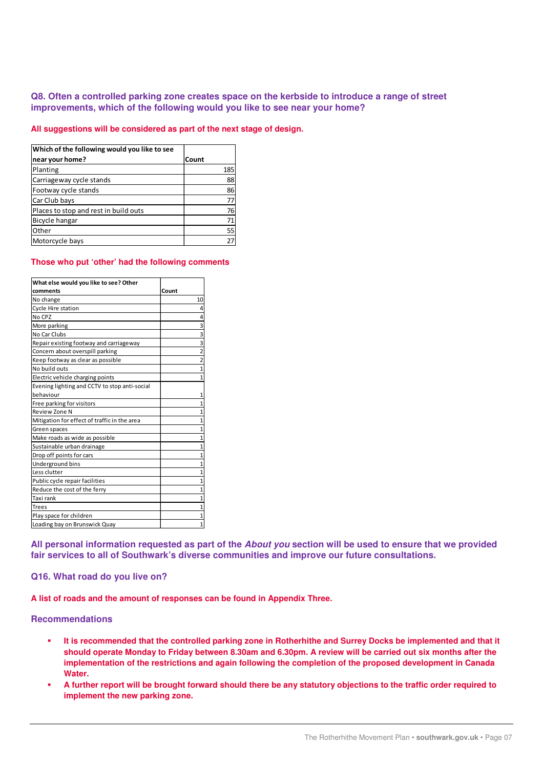### Q8. Often a controlled parking zone creates space on the kerbside to introduce a range of street improvements, which of the following would you like to see near your home?

**All suggestions will be considered as part of the next stage of design.**

| Which of the following would you like to see near your home? | Count |
|---|---|
| Planting | 185 |
| Carriageway cycle stands | 88 |
| Footway cycle stands | 86 |
| Car Club bays | 77 |
| Places to stop and rest in build outs | 76 |
| Bicycle hangar | 71 |
| Other | 55 |
| Motorcycle bays | 27 |

**Those who put 'other' had the following comments**

| What else would you like to see? Other comments | Count |
|---|---|
| No change | 10 |
| Cycle Hire station | 4 |
| No CPZ | 4 |
| More parking | 3 |
| No Car Clubs | 3 |
| Repair existing footway and carriageway | 3 |
| Concern about overspill parking | 2 |
| Keep footway as clear as possible | 2 |
| No build outs | 1 |
| Electric vehicle charging points | 1 |
| Evening lighting and CCTV to stop anti-social behaviour | 1 |
| Free parking for visitors | 1 |
| Review Zone N | 1 |
| Mitigation for effect of traffic in the area | 1 |
| Green spaces | 1 |
| Make roads as wide as possible | 1 |
| Sustainable urban drainage | 1 |
| Drop off points for cars | 1 |
| Underground bins | 1 |
| Less clutter | 1 |
| Public cycle repair facilities | 1 |
| Reduce the cost of the ferry | 1 |
| Taxi rank | 1 |
| Trees | 1 |
| Play space for children | 1 |
| Loading bay on Brunswick Quay | 1 |

**All personal information requested as part of the *About you* section will be used to ensure that we provided fair services to all of Southwark's diverse communities and improve our future consultations.**

### Q16. What road do you live on?

**A list of roads and the amount of responses can be found in Appendix Three.**

### Recommendations

- **It is recommended that the controlled parking zone in Rotherhithe and Surrey Docks be implemented and that it should operate Monday to Friday between 8.30am and 6.30pm. A review will be carried out six months after the implementation of the restrictions and again following the completion of the proposed development in Canada Water.**
- **A further report will be brought forward should there be any statutory objections to the traffic order required to implement the new parking zone.**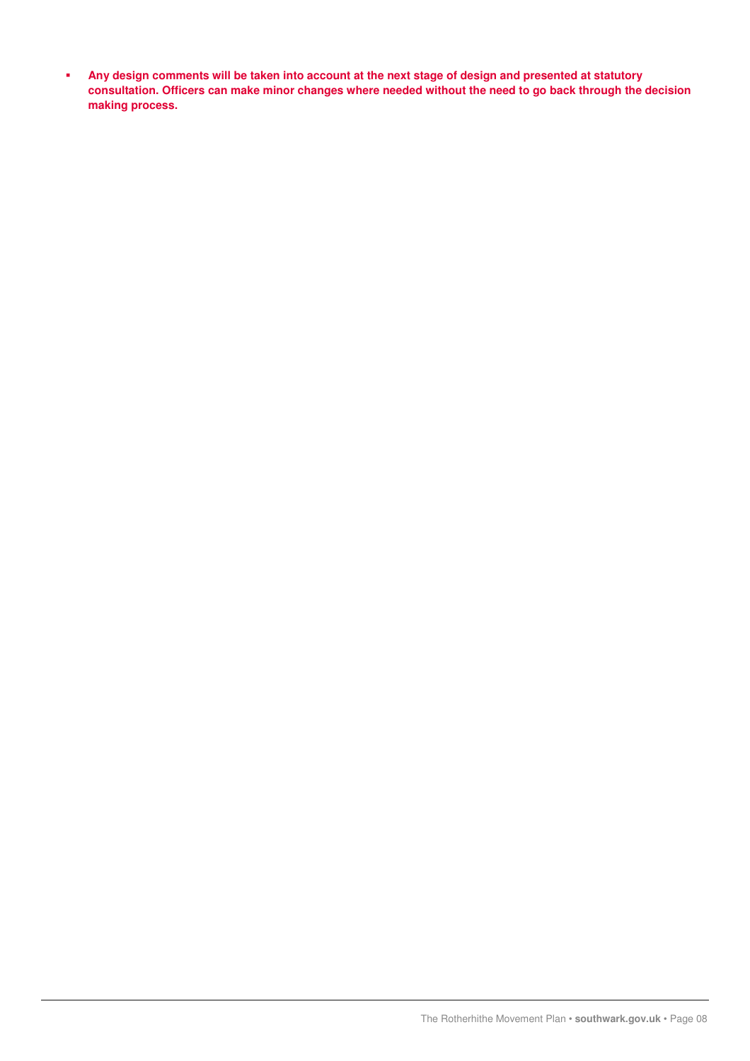- **Any design comments will be taken into account at the next stage of design and presented at statutory consultation. Officers can make minor changes where needed without the need to go back through the decision making process.**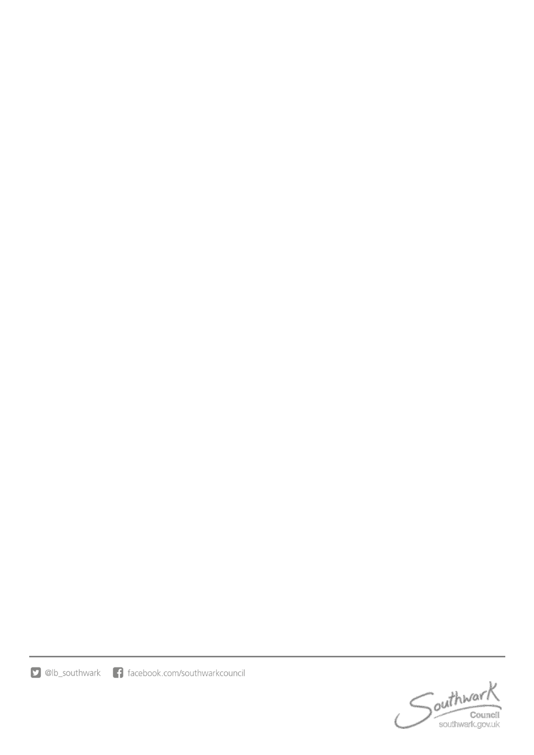@lb_southwark facebook.com/southwarkcouncil

Southwark Council
southwark.gov.uk